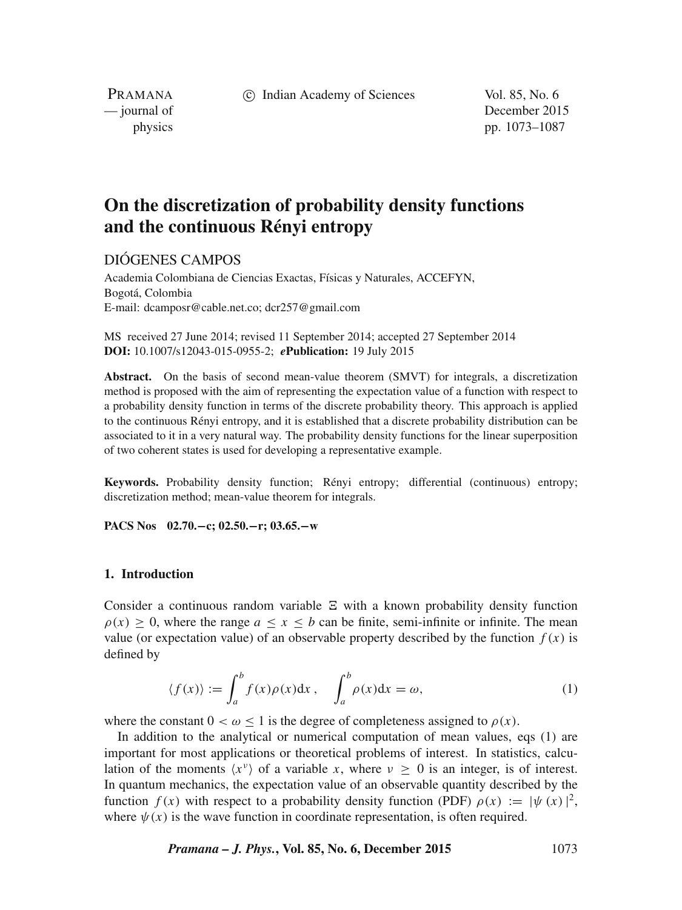# On the discretization of probability density functions and the continuous Rényi entropy

DIÓGENES CAMPOS

Academia Colombiana de Ciencias Exactas, Físicas y Naturales, ACCEFYN,
Bogotá, Colombia
E-mail: dcamposr@cable.net.co; dcr257@gmail.com

MS received 27 June 2014; revised 11 September 2014; accepted 27 September 2014
**DOI:** 10.1007/s12043-015-0955-2; ***e*Publication:** 19 July 2015

**Abstract.** On the basis of second mean-value theorem (SMVT) for integrals, a discretization method is proposed with the aim of representing the expectation value of a function with respect to a probability density function in terms of the discrete probability theory. This approach is applied to the continuous Rényi entropy, and it is established that a discrete probability distribution can be associated to it in a very natural way. The probability density functions for the linear superposition of two coherent states is used for developing a representative example.

**Keywords.** Probability density function; Rényi entropy; differential (continuous) entropy; discretization method; mean-value theorem for integrals.

**PACS Nos** 02.70.−c; 02.50.−r; 03.65.−w

## 1. Introduction

Consider a continuous random variable $\Xi$ with a known probability density function $\rho(x) \geq 0$, where the range $a \leq x \leq b$ can be finite, semi-infinite or infinite. The mean value (or expectation value) of an observable property described by the function $f(x)$ is defined by

$$\langle f(x) \rangle := \int_a^b f(x)\rho(x)\mathrm{d}x\,, \quad \int_a^b \rho(x)\mathrm{d}x = \omega, \tag{1}$$

where the constant $0 < \omega \leq 1$ is the degree of completeness assigned to $\rho(x)$.

In addition to the analytical or numerical computation of mean values, eqs (1) are important for most applications or theoretical problems of interest. In statistics, calculation of the moments $\langle x^{\nu} \rangle$ of a variable $x$, where $\nu \geq 0$ is an integer, is of interest. In quantum mechanics, the expectation value of an observable quantity described by the function $f(x)$ with respect to a probability density function (PDF) $\rho(x) := |\psi(x)|^2$, where $\psi(x)$ is the wave function in coordinate representation, is often required.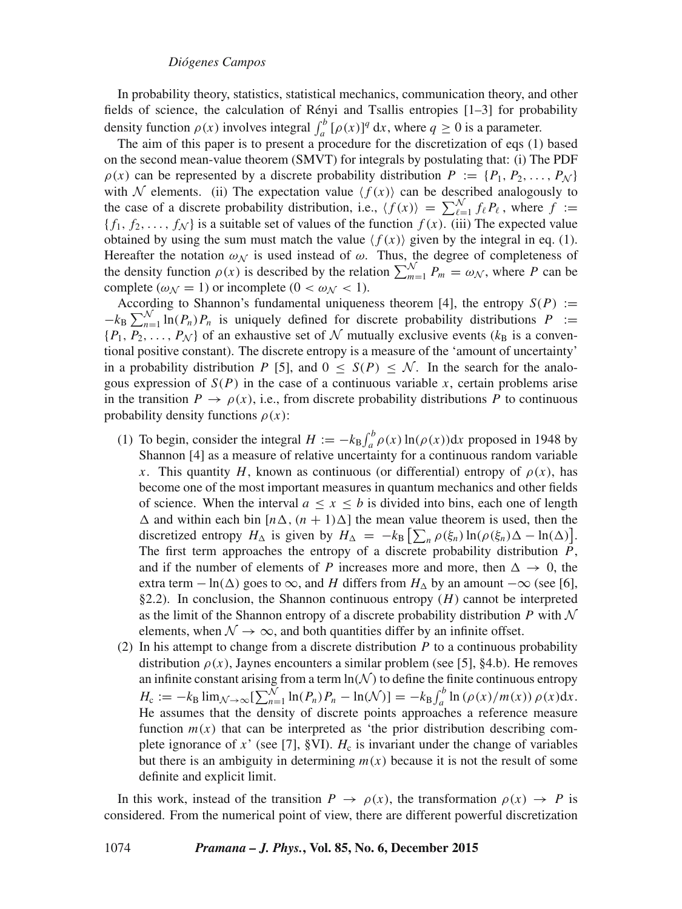In probability theory, statistics, statistical mechanics, communication theory, and other fields of science, the calculation of Rényi and Tsallis entropies [1–3] for probability density function $\rho(x)$ involves integral $\int_a^b [\rho(x)]^q \, dx$, where $q \geq 0$ is a parameter.

The aim of this paper is to present a procedure for the discretization of eqs (1) based on the second mean-value theorem (SMVT) for integrals by postulating that: (i) The PDF $\rho(x)$ can be represented by a discrete probability distribution $P := \{P_1, P_2, \ldots, P_{\mathcal{N}}\}$ with $\mathcal{N}$ elements. (ii) The expectation value $\langle f(x) \rangle$ can be described analogously to the case of a discrete probability distribution, i.e., $\langle f(x) \rangle = \sum_{\ell=1}^{\mathcal{N}} f_\ell P_\ell$, where $f := \{f_1, f_2, \ldots, f_{\mathcal{N}}\}$ is a suitable set of values of the function $f(x)$. (iii) The expected value obtained by using the sum must match the value $\langle f(x) \rangle$ given by the integral in eq. (1). Hereafter the notation $\omega_{\mathcal{N}}$ is used instead of $\omega$. Thus, the degree of completeness of the density function $\rho(x)$ is described by the relation $\sum_{m=1}^{\mathcal{N}} P_m = \omega_{\mathcal{N}}$, where $P$ can be complete ($\omega_{\mathcal{N}} = 1$) or incomplete ($0 < \omega_{\mathcal{N}} < 1$).

According to Shannon's fundamental uniqueness theorem [4], the entropy $S(P) := -k_{\mathrm{B}} \sum_{n=1}^{\mathcal{N}} \ln(P_n) P_n$ is uniquely defined for discrete probability distributions $P := \{P_1, P_2, \ldots, P_{\mathcal{N}}\}$ of an exhaustive set of $\mathcal{N}$ mutually exclusive events ($k_{\mathrm{B}}$ is a conventional positive constant). The discrete entropy is a measure of the 'amount of uncertainty' in a probability distribution $P$ [5], and $0 \leq S(P) \leq \mathcal{N}$. In the search for the analogous expression of $S(P)$ in the case of a continuous variable $x$, certain problems arise in the transition $P \to \rho(x)$, i.e., from discrete probability distributions $P$ to continuous probability density functions $\rho(x)$:

(1) To begin, consider the integral $H := -k_{\mathrm{B}} \int_a^b \rho(x) \ln(\rho(x)) dx$ proposed in 1948 by Shannon [4] as a measure of relative uncertainty for a continuous random variable $x$. This quantity $H$, known as continuous (or differential) entropy of $\rho(x)$, has become one of the most important measures in quantum mechanics and other fields of science. When the interval $a \leq x \leq b$ is divided into bins, each one of length $\Delta$ and within each bin $[n\Delta, (n+1)\Delta]$ the mean value theorem is used, then the discretized entropy $H_\Delta$ is given by $H_\Delta = -k_{\mathrm{B}} \left[ \sum_n \rho(\xi_n) \ln(\rho(\xi_n) \Delta - \ln(\Delta) \right]$. The first term approaches the entropy of a discrete probability distribution $P$, and if the number of elements of $P$ increases more and more, then $\Delta \to 0$, the extra term $-\ln(\Delta)$ goes to $\infty$, and $H$ differs from $H_\Delta$ by an amount $-\infty$ (see [6], §2.2). In conclusion, the Shannon continuous entropy ($H$) cannot be interpreted as the limit of the Shannon entropy of a discrete probability distribution $P$ with $\mathcal{N}$ elements, when $\mathcal{N} \to \infty$, and both quantities differ by an infinite offset.

(2) In his attempt to change from a discrete distribution $P$ to a continuous probability distribution $\rho(x)$, Jaynes encounters a similar problem (see [5], §4.b). He removes an infinite constant arising from a term $\ln(\mathcal{N})$ to define the finite continuous entropy $H_{\mathrm{c}} := -k_{\mathrm{B}} \lim_{\mathcal{N} \to \infty} [\sum_{n=1}^{\mathcal{N}} \ln(P_n) P_n - \ln(\mathcal{N})] = -k_{\mathrm{B}} \int_a^b \ln(\rho(x)/m(x)) \rho(x) dx$. He assumes that the density of discrete points approaches a reference measure function $m(x)$ that can be interpreted as 'the prior distribution describing complete ignorance of $x$' (see [7], §VI). $H_{\mathrm{c}}$ is invariant under the change of variables but there is an ambiguity in determining $m(x)$ because it is not the result of some definite and explicit limit.

In this work, instead of the transition $P \to \rho(x)$, the transformation $\rho(x) \to P$ is considered. From the numerical point of view, there are different powerful discretization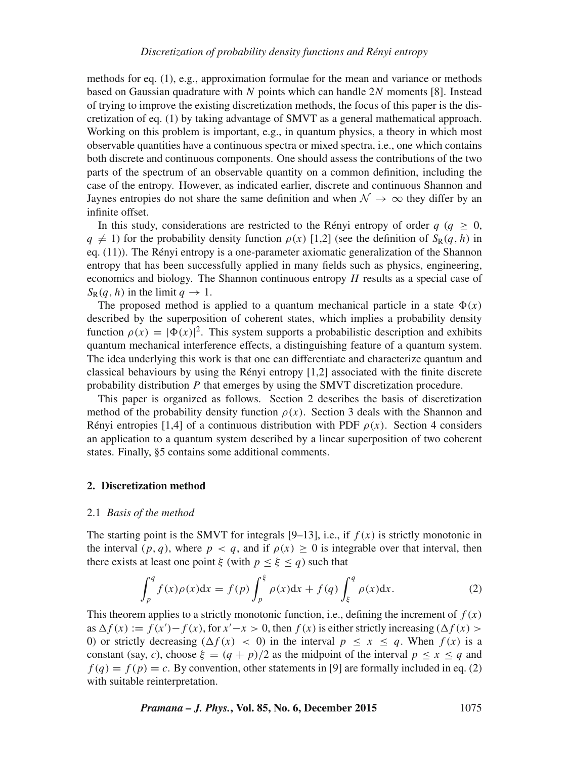methods for eq. (1), e.g., approximation formulae for the mean and variance or methods based on Gaussian quadrature with $N$ points which can handle $2N$ moments [8]. Instead of trying to improve the existing discretization methods, the focus of this paper is the discretization of eq. (1) by taking advantage of SMVT as a general mathematical approach. Working on this problem is important, e.g., in quantum physics, a theory in which most observable quantities have a continuous spectra or mixed spectra, i.e., one which contains both discrete and continuous components. One should assess the contributions of the two parts of the spectrum of an observable quantity on a common definition, including the case of the entropy. However, as indicated earlier, discrete and continuous Shannon and Jaynes entropies do not share the same definition and when $\mathcal{N} \to \infty$ they differ by an infinite offset.

In this study, considerations are restricted to the Rényi entropy of order $q$ ($q \geq 0$, $q \neq 1$) for the probability density function $\rho(x)$ [1,2] (see the definition of $S_{\mathrm{R}}(q, h)$ in eq. (11)). The Rényi entropy is a one-parameter axiomatic generalization of the Shannon entropy that has been successfully applied in many fields such as physics, engineering, economics and biology. The Shannon continuous entropy $H$ results as a special case of $S_{\mathrm{R}}(q, h)$ in the limit $q \to 1$.

The proposed method is applied to a quantum mechanical particle in a state $\Phi(x)$ described by the superposition of coherent states, which implies a probability density function $\rho(x) = |\Phi(x)|^2$. This system supports a probabilistic description and exhibits quantum mechanical interference effects, a distinguishing feature of a quantum system. The idea underlying this work is that one can differentiate and characterize quantum and classical behaviours by using the Rényi entropy [1,2] associated with the finite discrete probability distribution $P$ that emerges by using the SMVT discretization procedure.

This paper is organized as follows. Section 2 describes the basis of discretization method of the probability density function $\rho(x)$. Section 3 deals with the Shannon and Rényi entropies [1,4] of a continuous distribution with PDF $\rho(x)$. Section 4 considers an application to a quantum system described by a linear superposition of two coherent states. Finally, §5 contains some additional comments.

## 2. Discretization method

### 2.1 *Basis of the method*

The starting point is the SMVT for integrals [9–13], i.e., if $f(x)$ is strictly monotonic in the interval $(p, q)$, where $p < q$, and if $\rho(x) \geq 0$ is integrable over that interval, then there exists at least one point $\xi$ (with $p \leq \xi \leq q$) such that

$$\int_p^q f(x)\rho(x)\mathrm{d}x = f(p)\int_p^{\xi} \rho(x)\mathrm{d}x + f(q)\int_{\xi}^{q} \rho(x)\mathrm{d}x. \tag{2}$$

This theorem applies to a strictly monotonic function, i.e., defining the increment of $f(x)$ as $\Delta f(x) := f(x') - f(x)$, for $x' - x > 0$, then $f(x)$ is either strictly increasing ($\Delta f(x) > 0$) or strictly decreasing ($\Delta f(x) < 0$) in the interval $p \leq x \leq q$. When $f(x)$ is a constant (say, $c$), choose $\xi = (q + p)/2$ as the midpoint of the interval $p \leq x \leq q$ and $f(q) = f(p) = c$. By convention, other statements in [9] are formally included in eq. (2) with suitable reinterpretation.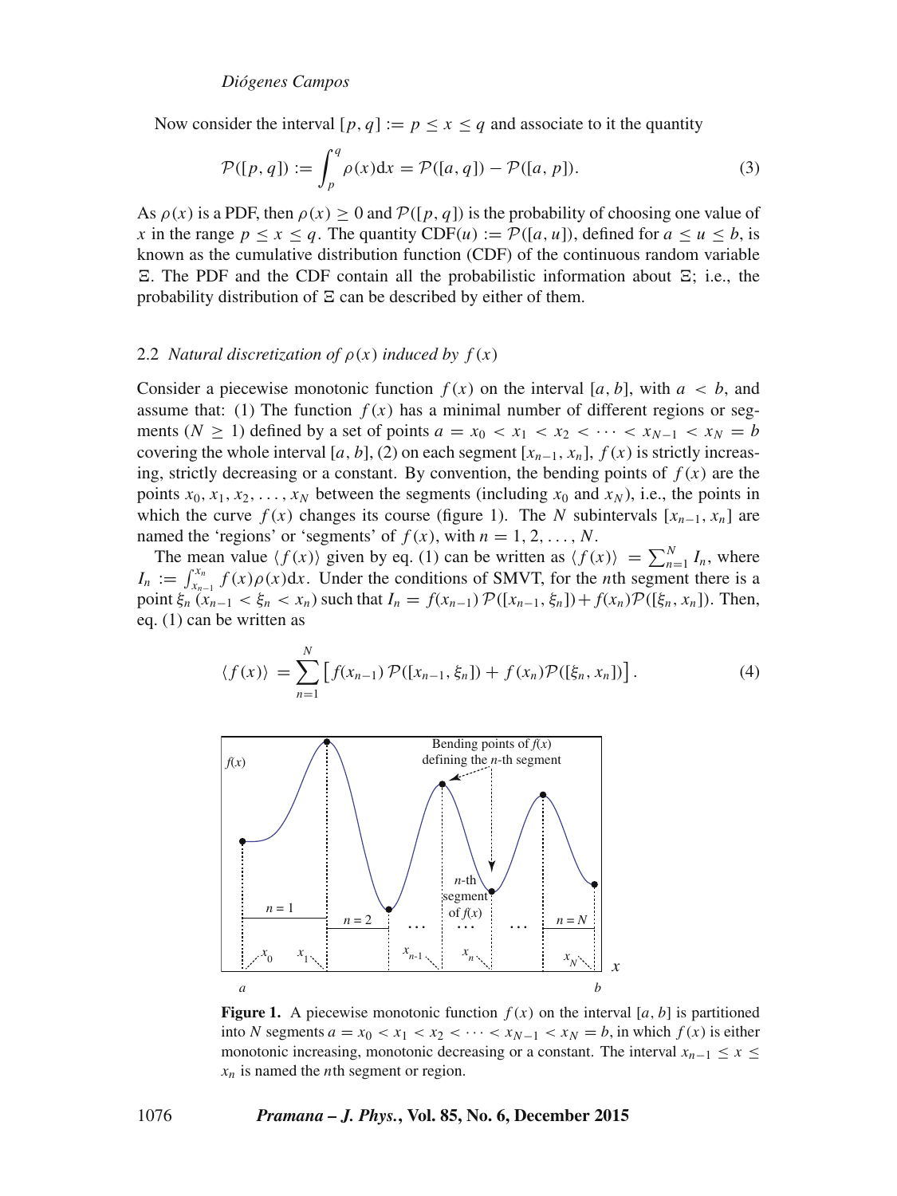Now consider the interval $[p, q] := p \leq x \leq q$ and associate to it the quantity

$$\mathcal{P}([p, q]) := \int_p^q \rho(x)\mathrm{d}x = \mathcal{P}([a, q]) - \mathcal{P}([a, p]). \tag{3}$$

As $\rho(x)$ is a PDF, then $\rho(x) \geq 0$ and $\mathcal{P}([p, q])$ is the probability of choosing one value of $x$ in the range $p \leq x \leq q$. The quantity $\mathrm{CDF}(u) := \mathcal{P}([a, u])$, defined for $a \leq u \leq b$, is known as the cumulative distribution function (CDF) of the continuous random variable $\Xi$. The PDF and the CDF contain all the probabilistic information about $\Xi$; i.e., the probability distribution of $\Xi$ can be described by either of them.

### 2.2 *Natural discretization of $\rho(x)$ induced by $f(x)$*

Consider a piecewise monotonic function $f(x)$ on the interval $[a, b]$, with $a < b$, and assume that: (1) The function $f(x)$ has a minimal number of different regions or segments ($N \geq 1$) defined by a set of points $a = x_0 < x_1 < x_2 < \cdots < x_{N-1} < x_N = b$ covering the whole interval $[a, b]$, (2) on each segment $[x_{n-1}, x_n]$, $f(x)$ is strictly increasing, strictly decreasing or a constant. By convention, the bending points of $f(x)$ are the points $x_0, x_1, x_2, \ldots, x_N$ between the segments (including $x_0$ and $x_N$), i.e., the points in which the curve $f(x)$ changes its course (figure 1). The $N$ subintervals $[x_{n-1}, x_n]$ are named the 'regions' or 'segments' of $f(x)$, with $n = 1, 2, \ldots, N$.

The mean value $\langle f(x) \rangle$ given by eq. (1) can be written as $\langle f(x) \rangle = \sum_{n=1}^{N} I_n$, where $I_n := \int_{x_{n-1}}^{x_n} f(x)\rho(x)\mathrm{d}x$. Under the conditions of SMVT, for the $n$th segment there is a point $\xi_n$ ($x_{n-1} < \xi_n < x_n$) such that $I_n = f(x_{n-1})\,\mathcal{P}([x_{n-1}, \xi_n]) + f(x_n)\mathcal{P}([\xi_n, x_n])$. Then, eq. (1) can be written as

$$\langle f(x) \rangle = \sum_{n=1}^{N} \left[ f(x_{n-1})\,\mathcal{P}([x_{n-1}, \xi_n]) + f(x_n)\mathcal{P}([\xi_n, x_n]) \right]. \tag{4}$$

**Figure 1.** A piecewise monotonic function $f(x)$ on the interval $[a, b]$ is partitioned into $N$ segments $a = x_0 < x_1 < x_2 < \cdots < x_{N-1} < x_N = b$, in which $f(x)$ is either monotonic increasing, monotonic decreasing or a constant. The interval $x_{n-1} \leq x \leq x_n$ is named the $n$th segment or region.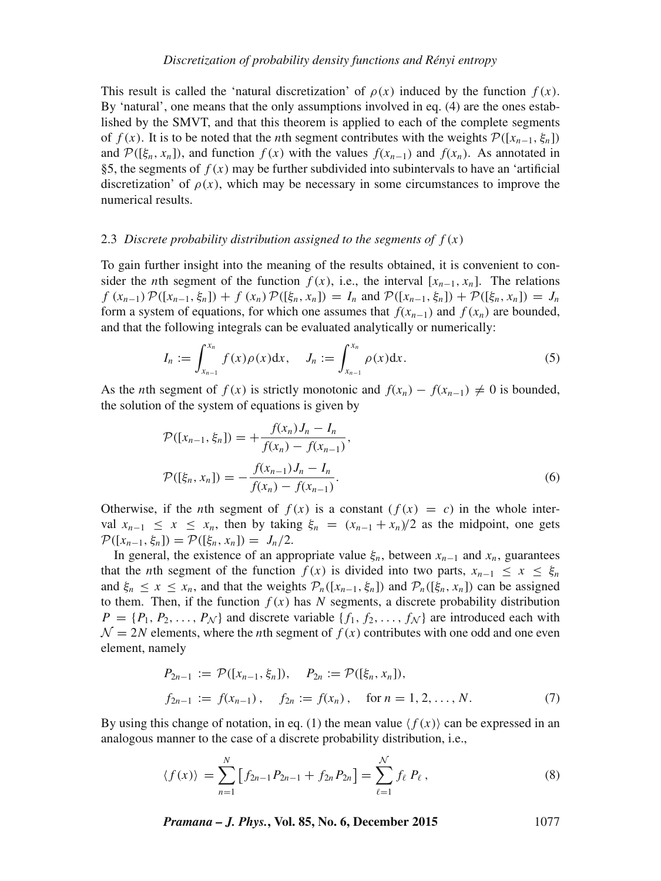This result is called the 'natural discretization' of $\rho(x)$ induced by the function $f(x)$. By 'natural', one means that the only assumptions involved in eq. (4) are the ones established by the SMVT, and that this theorem is applied to each of the complete segments of $f(x)$. It is to be noted that the $n$th segment contributes with the weights $\mathcal{P}([x_{n-1}, \xi_n])$ and $\mathcal{P}([\xi_n, x_n])$, and function $f(x)$ with the values $f(x_{n-1})$ and $f(x_n)$. As annotated in §5, the segments of $f(x)$ may be further subdivided into subintervals to have an 'artificial discretization' of $\rho(x)$, which may be necessary in some circumstances to improve the numerical results.

### 2.3 *Discrete probability distribution assigned to the segments of $f(x)$*

To gain further insight into the meaning of the results obtained, it is convenient to consider the $n$th segment of the function $f(x)$, i.e., the interval $[x_{n-1}, x_n]$. The relations $f(x_{n-1})\,\mathcal{P}([x_{n-1}, \xi_n]) + f(x_n)\,\mathcal{P}([\xi_n, x_n]) = I_n$ and $\mathcal{P}([x_{n-1}, \xi_n]) + \mathcal{P}([\xi_n, x_n]) = J_n$ form a system of equations, for which one assumes that $f(x_{n-1})$ and $f(x_n)$ are bounded, and that the following integrals can be evaluated analytically or numerically:

$$I_n := \int_{x_{n-1}}^{x_n} f(x)\rho(x)\mathrm{d}x, \quad J_n := \int_{x_{n-1}}^{x_n} \rho(x)\mathrm{d}x. \tag{5}$$

As the $n$th segment of $f(x)$ is strictly monotonic and $f(x_n) - f(x_{n-1}) \neq 0$ is bounded, the solution of the system of equations is given by

$$\begin{aligned}
\mathcal{P}([x_{n-1}, \xi_n]) &= +\frac{f(x_n)\,J_n - I_n}{f(x_n) - f(x_{n-1})}, \\
\mathcal{P}([\xi_n, x_n]) &= -\frac{f(x_{n-1})\,J_n - I_n}{f(x_n) - f(x_{n-1})}.
\end{aligned} \tag{6}$$

Otherwise, if the $n$th segment of $f(x)$ is a constant ($f(x) = c$) in the whole interval $x_{n-1} \leq x \leq x_n$, then by taking $\xi_n = (x_{n-1} + x_n)/2$ as the midpoint, one gets $\mathcal{P}([x_{n-1}, \xi_n]) = \mathcal{P}([\xi_n, x_n]) = J_n/2$.

In general, the existence of an appropriate value $\xi_n$, between $x_{n-1}$ and $x_n$, guarantees that the $n$th segment of the function $f(x)$ is divided into two parts, $x_{n-1} \leq x \leq \xi_n$ and $\xi_n \leq x \leq x_n$, and that the weights $\mathcal{P}_n([x_{n-1}, \xi_n])$ and $\mathcal{P}_n([\xi_n, x_n])$ can be assigned to them. Then, if the function $f(x)$ has $N$ segments, a discrete probability distribution $P = \{P_1, P_2, \ldots, P_{\mathcal{N}}\}$ and discrete variable $\{f_1, f_2, \ldots, f_{\mathcal{N}}\}$ are introduced each with $\mathcal{N} = 2N$ elements, where the $n$th segment of $f(x)$ contributes with one odd and one even element, namely

$$\begin{aligned}
P_{2n-1} &:= \mathcal{P}([x_{n-1}, \xi_n]), \quad P_{2n} := \mathcal{P}([\xi_n, x_n]), \\
f_{2n-1} &:= f(x_{n-1}), \quad f_{2n} := f(x_n), \quad \text{for } n = 1, 2, \ldots, N.
\end{aligned} \tag{7}$$

By using this change of notation, in eq. (1) the mean value $\langle f(x) \rangle$ can be expressed in an analogous manner to the case of a discrete probability distribution, i.e.,

$$\langle f(x) \rangle = \sum_{n=1}^{N} \left[ f_{2n-1} P_{2n-1} + f_{2n} P_{2n} \right] = \sum_{\ell=1}^{\mathcal{N}} f_\ell \, P_\ell \,, \tag{8}$$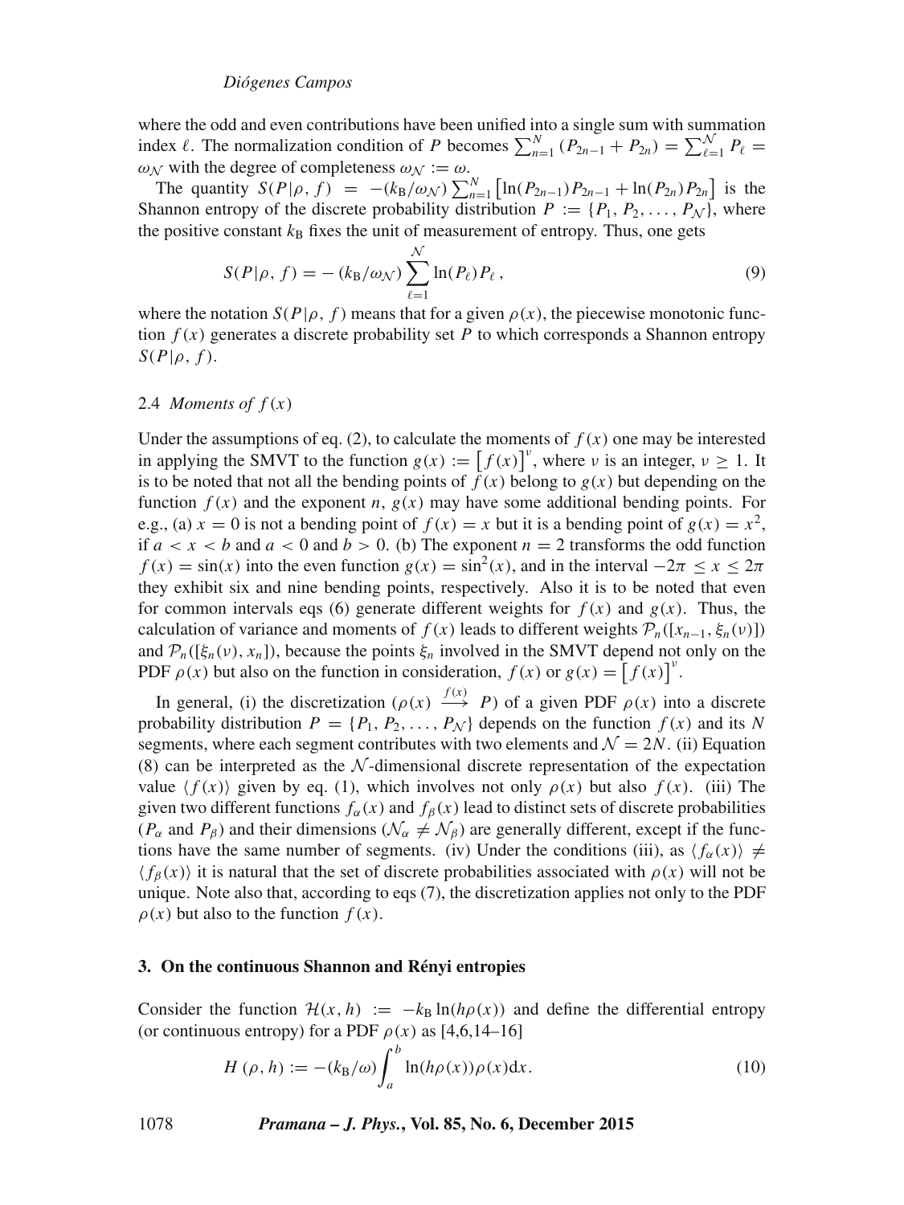where the odd and even contributions have been unified into a single sum with summation index $\ell$. The normalization condition of $P$ becomes $\sum_{n=1}^{N}(P_{2n-1}+P_{2n}) = \sum_{\ell=1}^{\mathcal{N}} P_\ell = \omega_{\mathcal{N}}$ with the degree of completeness $\omega_{\mathcal{N}} := \omega$.

The quantity $S(P|\rho, f) = -(k_\mathrm{B}/\omega_{\mathcal{N}})\sum_{n=1}^{N}\left[\ln(P_{2n-1})P_{2n-1} + \ln(P_{2n})P_{2n}\right]$ is the Shannon entropy of the discrete probability distribution $P := \{P_1, P_2, \ldots, P_{\mathcal{N}}\}$, where the positive constant $k_\mathrm{B}$ fixes the unit of measurement of entropy. Thus, one gets

$$S(P|\rho, f) = -(k_\mathrm{B}/\omega_{\mathcal{N}})\sum_{\ell=1}^{\mathcal{N}} \ln(P_\ell)P_\ell\,, \tag{9}$$

where the notation $S(P|\rho, f)$ means that for a given $\rho(x)$, the piecewise monotonic function $f(x)$ generates a discrete probability set $P$ to which corresponds a Shannon entropy $S(P|\rho, f)$.

### 2.4 *Moments of $f(x)$*

Under the assumptions of eq. (2), to calculate the moments of $f(x)$ one may be interested in applying the SMVT to the function $g(x) := \left[f(x)\right]^\nu$, where $\nu$ is an integer, $\nu \geq 1$. It is to be noted that not all the bending points of $f(x)$ belong to $g(x)$ but depending on the function $f(x)$ and the exponent $n$, $g(x)$ may have some additional bending points. For e.g., (a) $x = 0$ is not a bending point of $f(x) = x$ but it is a bending point of $g(x) = x^2$, if $a < x < b$ and $a < 0$ and $b > 0$. (b) The exponent $n = 2$ transforms the odd function $f(x) = \sin(x)$ into the even function $g(x) = \sin^2(x)$, and in the interval $-2\pi \leq x \leq 2\pi$ they exhibit six and nine bending points, respectively. Also it is to be noted that even for common intervals eqs (6) generate different weights for $f(x)$ and $g(x)$. Thus, the calculation of variance and moments of $f(x)$ leads to different weights $\mathcal{P}_n([x_{n-1}, \xi_n(\nu)])$ and $\mathcal{P}_n([\xi_n(\nu), x_n])$, because the points $\xi_n$ involved in the SMVT depend not only on the PDF $\rho(x)$ but also on the function in consideration, $f(x)$ or $g(x) = \left[f(x)\right]^\nu$.

In general, (i) the discretization ($\rho(x) \xrightarrow{f(x)} P$) of a given PDF $\rho(x)$ into a discrete probability distribution $P = \{P_1, P_2, \ldots, P_{\mathcal{N}}\}$ depends on the function $f(x)$ and its $N$ segments, where each segment contributes with two elements and $\mathcal{N} = 2N$. (ii) Equation (8) can be interpreted as the $\mathcal{N}$-dimensional discrete representation of the expectation value $\langle f(x)\rangle$ given by eq. (1), which involves not only $\rho(x)$ but also $f(x)$. (iii) The given two different functions $f_\alpha(x)$ and $f_\beta(x)$ lead to distinct sets of discrete probabilities ($P_\alpha$ and $P_\beta$) and their dimensions ($\mathcal{N}_\alpha \neq \mathcal{N}_\beta$) are generally different, except if the functions have the same number of segments. (iv) Under the conditions (iii), as $\langle f_\alpha(x)\rangle \neq \langle f_\beta(x)\rangle$ it is natural that the set of discrete probabilities associated with $\rho(x)$ will not be unique. Note also that, according to eqs (7), the discretization applies not only to the PDF $\rho(x)$ but also to the function $f(x)$.

## 3. On the continuous Shannon and Rényi entropies

Consider the function $\mathcal{H}(x, h) := -k_\mathrm{B}\ln(h\rho(x))$ and define the differential entropy (or continuous entropy) for a PDF $\rho(x)$ as [4,6,14–16]

$$H(\rho, h) := -(k_\mathrm{B}/\omega)\int_a^b \ln(h\rho(x))\rho(x)\mathrm{d}x. \tag{10}$$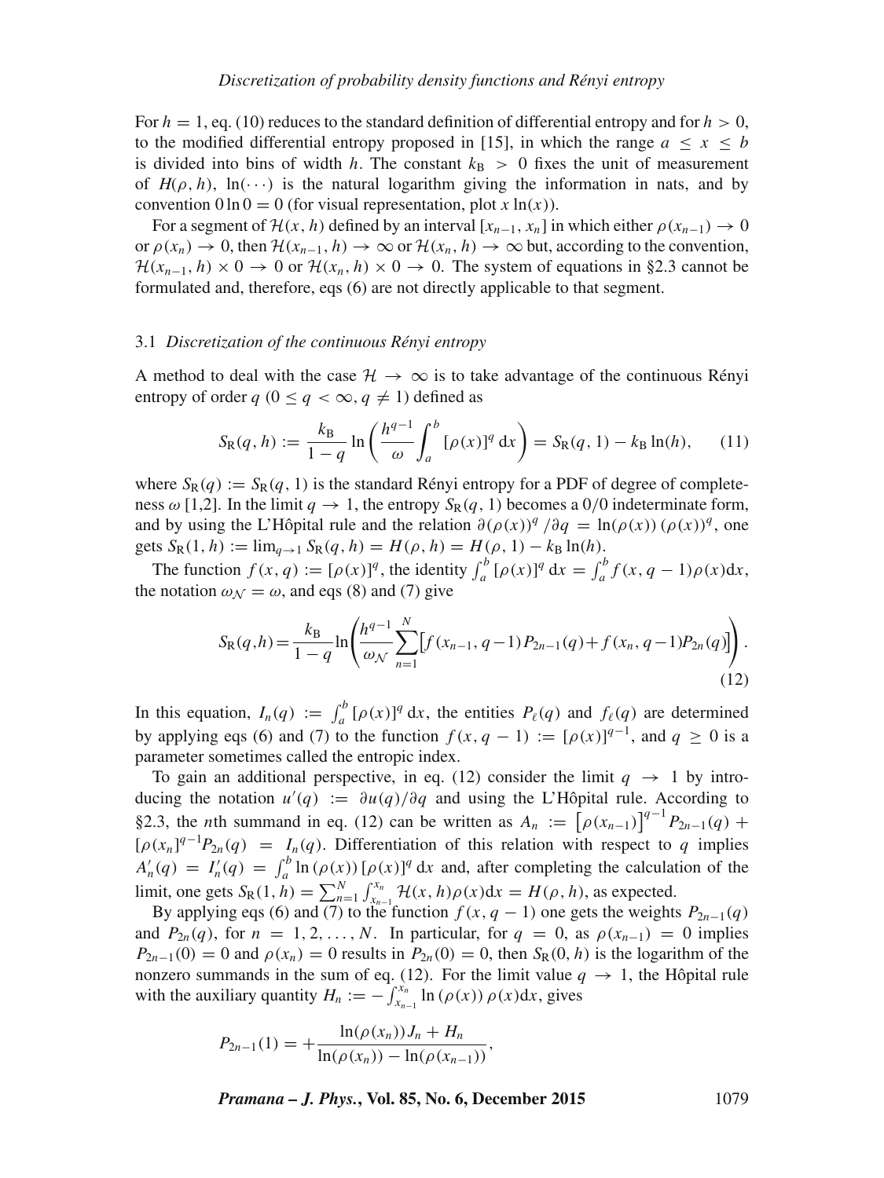For $h = 1$, eq. (10) reduces to the standard definition of differential entropy and for $h > 0$, to the modified differential entropy proposed in [15], in which the range $a \leq x \leq b$ is divided into bins of width $h$. The constant $k_{\mathrm{B}} > 0$ fixes the unit of measurement of $H(\rho, h)$, $\ln(\cdots)$ is the natural logarithm giving the information in nats, and by convention $0 \ln 0 = 0$ (for visual representation, plot $x \ln(x)$).

For a segment of $\mathcal{H}(x, h)$ defined by an interval $[x_{n-1}, x_n]$ in which either $\rho(x_{n-1}) \to 0$ or $\rho(x_n) \to 0$, then $\mathcal{H}(x_{n-1}, h) \to \infty$ or $\mathcal{H}(x_n, h) \to \infty$ but, according to the convention, $\mathcal{H}(x_{n-1}, h) \times 0 \to 0$ or $\mathcal{H}(x_n, h) \times 0 \to 0$. The system of equations in §2.3 cannot be formulated and, therefore, eqs (6) are not directly applicable to that segment.

### 3.1 *Discretization of the continuous Rényi entropy*

A method to deal with the case $\mathcal{H} \to \infty$ is to take advantage of the continuous Rényi entropy of order $q$ ($0 \leq q < \infty, q \neq 1$) defined as

$$S_{\mathrm{R}}(q, h) := \frac{k_{\mathrm{B}}}{1-q} \ln\left(\frac{h^{q-1}}{\omega} \int_a^b [\rho(x)]^q \, \mathrm{d}x\right) = S_{\mathrm{R}}(q, 1) - k_{\mathrm{B}} \ln(h), \qquad (11)$$

where $S_{\mathrm{R}}(q) := S_{\mathrm{R}}(q, 1)$ is the standard Rényi entropy for a PDF of degree of completeness $\omega$ [1,2]. In the limit $q \to 1$, the entropy $S_{\mathrm{R}}(q, 1)$ becomes a $0/0$ indeterminate form, and by using the L'Hôpital rule and the relation $\partial(\rho(x))^q / \partial q = \ln(\rho(x)) \, (\rho(x))^q$, one gets $S_{\mathrm{R}}(1, h) := \lim_{q \to 1} S_{\mathrm{R}}(q, h) = H(\rho, h) = H(\rho, 1) - k_{\mathrm{B}} \ln(h)$.

The function $f(x, q) := [\rho(x)]^q$, the identity $\int_a^b [\rho(x)]^q \, \mathrm{d}x = \int_a^b f(x, q-1) \rho(x) \mathrm{d}x$, the notation $\omega_{\mathcal{N}} = \omega$, and eqs (8) and (7) give

$$S_{\mathrm{R}}(q,h) = \frac{k_{\mathrm{B}}}{1-q} \ln\left(\frac{h^{q-1}}{\omega_{\mathcal{N}}} \sum_{n=1}^{N} \left[f(x_{n-1}, q-1) \, P_{2n-1}(q) + f(x_n, q-1) P_{2n}(q)\right]\right). \qquad (12)$$

In this equation, $I_n(q) := \int_a^b [\rho(x)]^q \, \mathrm{d}x$, the entities $P_\ell(q)$ and $f_\ell(q)$ are determined by applying eqs (6) and (7) to the function $f(x, q-1) := [\rho(x)]^{q-1}$, and $q \geq 0$ is a parameter sometimes called the entropic index.

To gain an additional perspective, in eq. (12) consider the limit $q \to 1$ by introducing the notation $u'(q) := \partial u(q) / \partial q$ and using the L'Hôpital rule. According to §2.3, the $n$th summand in eq. (12) can be written as $A_n := \left[\rho(x_{n-1})\right]^{q-1} P_{2n-1}(q) + [\rho(x_n)]^{q-1} P_{2n}(q) = I_n(q)$. Differentiation of this relation with respect to $q$ implies $A'_n(q) = I'_n(q) = \int_a^b \ln(\rho(x)) \, [\rho(x)]^q \, \mathrm{d}x$ and, after completing the calculation of the limit, one gets $S_{\mathrm{R}}(1, h) = \sum_{n=1}^{N} \int_{x_{n-1}}^{x_n} \mathcal{H}(x, h) \rho(x) \mathrm{d}x = H(\rho, h)$, as expected.

By applying eqs (6) and (7) to the function $f(x, q-1)$ one gets the weights $P_{2n-1}(q)$ and $P_{2n}(q)$, for $n = 1, 2, \ldots, N$. In particular, for $q = 0$, as $\rho(x_{n-1}) = 0$ implies $P_{2n-1}(0) = 0$ and $\rho(x_n) = 0$ results in $P_{2n}(0) = 0$, then $S_{\mathrm{R}}(0, h)$ is the logarithm of the nonzero summands in the sum of eq. (12). For the limit value $q \to 1$, the Hôpital rule with the auxiliary quantity $H_n := -\int_{x_{n-1}}^{x_n} \ln(\rho(x)) \, \rho(x) \mathrm{d}x$, gives

$$P_{2n-1}(1) = + \frac{\ln(\rho(x_n)) J_n + H_n}{\ln(\rho(x_n)) - \ln(\rho(x_{n-1}))},$$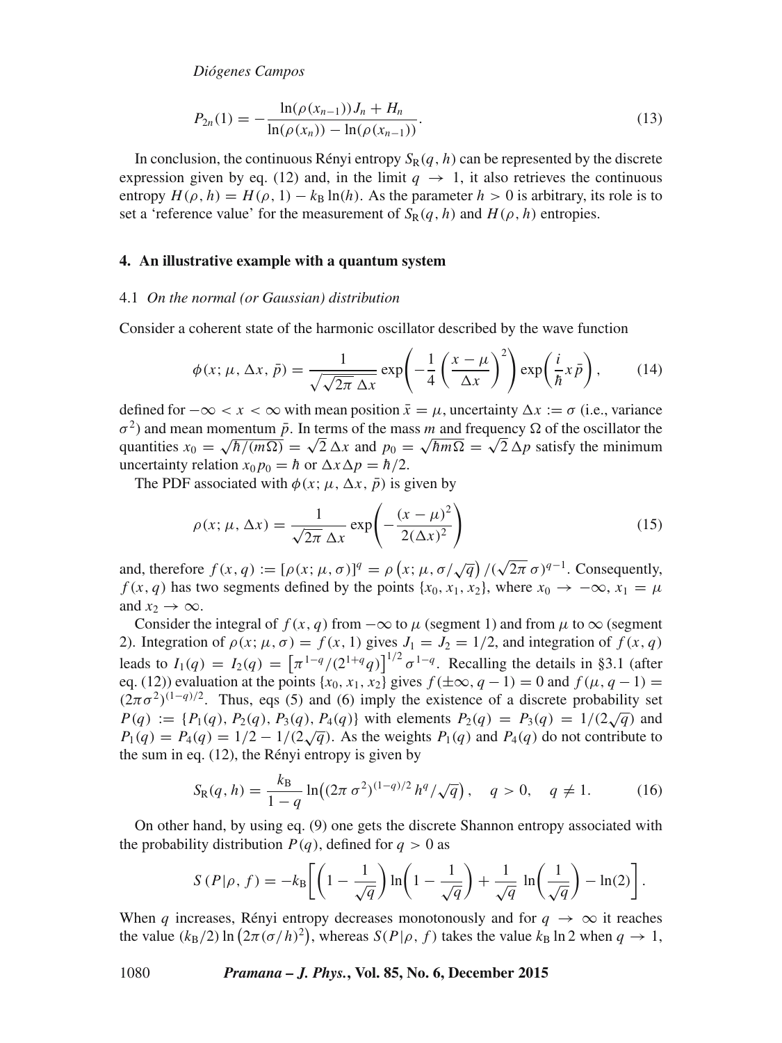$$P_{2n}(1) = -\frac{\ln(\rho(x_{n-1}))J_n + H_n}{\ln(\rho(x_n)) - \ln(\rho(x_{n-1}))}. \tag{13}$$

In conclusion, the continuous Rényi entropy $S_R(q, h)$ can be represented by the discrete expression given by eq. (12) and, in the limit $q \to 1$, it also retrieves the continuous entropy $H(\rho, h) = H(\rho, 1) - k_B \ln(h)$. As the parameter $h > 0$ is arbitrary, its role is to set a 'reference value' for the measurement of $S_R(q, h)$ and $H(\rho, h)$ entropies.

## 4. An illustrative example with a quantum system

### 4.1 *On the normal (or Gaussian) distribution*

Consider a coherent state of the harmonic oscillator described by the wave function

$$\phi(x; \mu, \Delta x, \bar{p}) = \frac{1}{\sqrt{\sqrt{2\pi}\,\Delta x}} \exp\left(-\frac{1}{4}\left(\frac{x-\mu}{\Delta x}\right)^2\right) \exp\left(\frac{i}{\hbar} x \bar{p}\right), \tag{14}$$

defined for $-\infty < x < \infty$ with mean position $\bar{x} = \mu$, uncertainty $\Delta x := \sigma$ (i.e., variance $\sigma^2$) and mean momentum $\bar{p}$. In terms of the mass $m$ and frequency $\Omega$ of the oscillator the quantities $x_0 = \sqrt{\hbar/(m\Omega)} = \sqrt{2}\,\Delta x$ and $p_0 = \sqrt{\hbar m \Omega} = \sqrt{2}\,\Delta p$ satisfy the minimum uncertainty relation $x_0 p_0 = \hbar$ or $\Delta x \Delta p = \hbar/2$.

The PDF associated with $\phi(x; \mu, \Delta x, \bar{p})$ is given by

$$\rho(x; \mu, \Delta x) = \frac{1}{\sqrt{2\pi}\,\Delta x} \exp\left(-\frac{(x-\mu)^2}{2(\Delta x)^2}\right) \tag{15}$$

and, therefore $f(x, q) := [\rho(x; \mu, \sigma)]^q = \rho\left(x; \mu, \sigma/\sqrt{q}\right)/(\sqrt{2\pi}\,\sigma)^{q-1}$. Consequently, $f(x, q)$ has two segments defined by the points $\{x_0, x_1, x_2\}$, where $x_0 \to -\infty$, $x_1 = \mu$ and $x_2 \to \infty$.

Consider the integral of $f(x, q)$ from $-\infty$ to $\mu$ (segment 1) and from $\mu$ to $\infty$ (segment 2). Integration of $\rho(x; \mu, \sigma) = f(x, 1)$ gives $J_1 = J_2 = 1/2$, and integration of $f(x, q)$ leads to $I_1(q) = I_2(q) = \left[\pi^{1-q}/(2^{1+q}q)\right]^{1/2} \sigma^{1-q}$. Recalling the details in §3.1 (after eq. (12)) evaluation at the points $\{x_0, x_1, x_2\}$ gives $f(\pm\infty, q-1) = 0$ and $f(\mu, q-1) = (2\pi\sigma^2)^{(1-q)/2}$. Thus, eqs (5) and (6) imply the existence of a discrete probability set $P(q) := \{P_1(q), P_2(q), P_3(q), P_4(q)\}$ with elements $P_2(q) = P_3(q) = 1/(2\sqrt{q})$ and $P_1(q) = P_4(q) = 1/2 - 1/(2\sqrt{q})$. As the weights $P_1(q)$ and $P_4(q)$ do not contribute to the sum in eq. (12), the Rényi entropy is given by

$$S_R(q, h) = \frac{k_B}{1-q} \ln\left((2\pi\sigma^2)^{(1-q)/2} h^q/\sqrt{q}\right), \quad q > 0, \quad q \neq 1. \tag{16}$$

On other hand, by using eq. (9) one gets the discrete Shannon entropy associated with the probability distribution $P(q)$, defined for $q > 0$ as

$$S(P|\rho, f) = -k_B\left[\left(1 - \frac{1}{\sqrt{q}}\right)\ln\left(1 - \frac{1}{\sqrt{q}}\right) + \frac{1}{\sqrt{q}}\ \ln\left(\frac{1}{\sqrt{q}}\right) - \ln(2)\right].$$

When $q$ increases, Rényi entropy decreases monotonously and for $q \to \infty$ it reaches the value $(k_B/2)\ln\left(2\pi(\sigma/h)^2\right)$, whereas $S(P|\rho, f)$ takes the value $k_B \ln 2$ when $q \to 1$,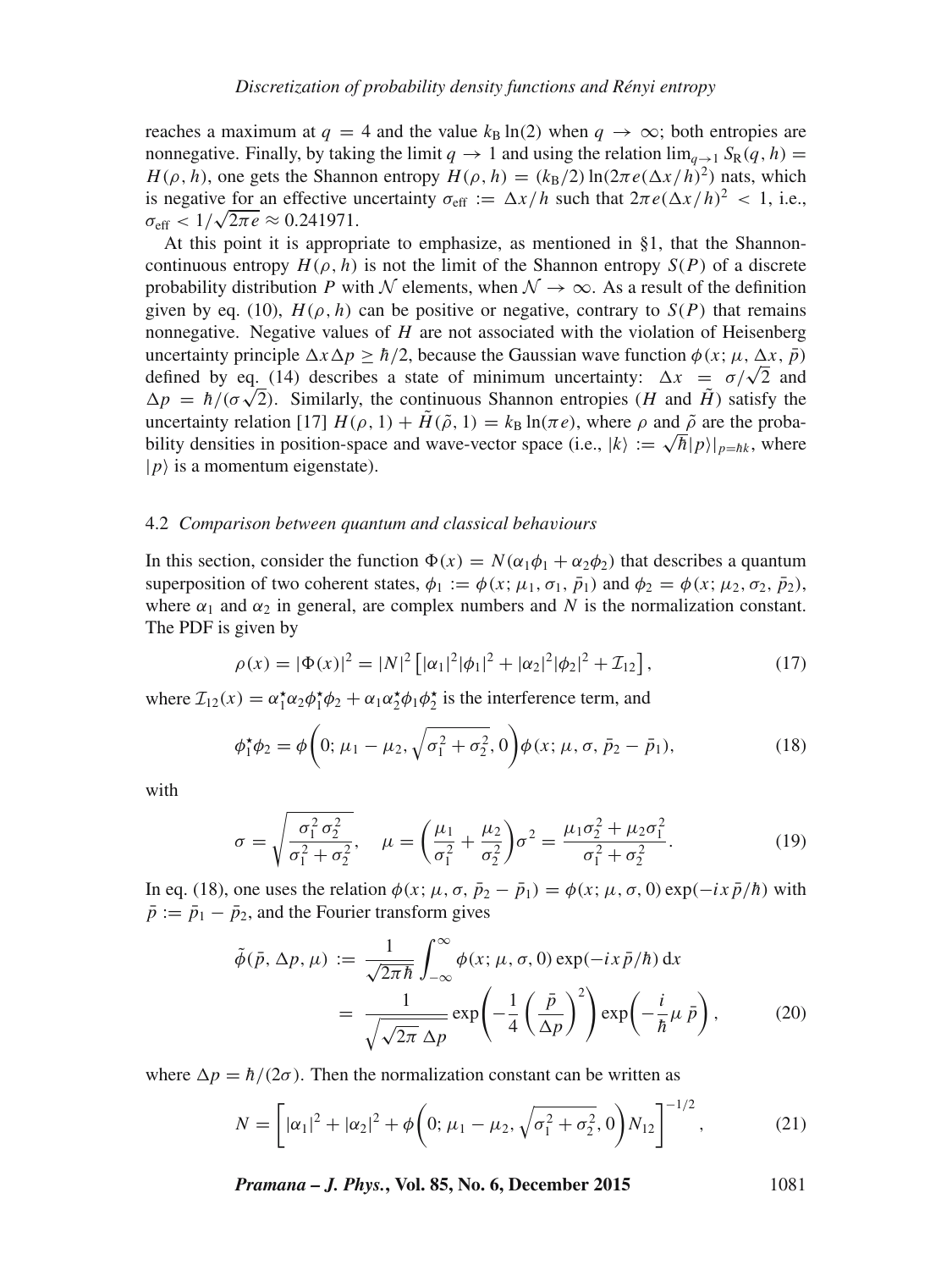reaches a maximum at $q = 4$ and the value $k_{\mathrm{B}} \ln(2)$ when $q \to \infty$; both entropies are nonnegative. Finally, by taking the limit $q \to 1$ and using the relation $\lim_{q\to 1} S_{\mathrm{R}}(q, h) = H(\rho, h)$, one gets the Shannon entropy $H(\rho, h) = (k_{\mathrm{B}}/2) \ln(2\pi e(\Delta x/h)^2)$ nats, which is negative for an effective uncertainty $\sigma_{\mathrm{eff}} := \Delta x/h$ such that $2\pi e(\Delta x/h)^2 < 1$, i.e., $\sigma_{\mathrm{eff}} < 1/\sqrt{2\pi e} \approx 0.241971$.

At this point it is appropriate to emphasize, as mentioned in §1, that the Shannon-continuous entropy $H(\rho, h)$ is not the limit of the Shannon entropy $S(P)$ of a discrete probability distribution $P$ with $\mathcal{N}$ elements, when $\mathcal{N} \to \infty$. As a result of the definition given by eq. (10), $H(\rho, h)$ can be positive or negative, contrary to $S(P)$ that remains nonnegative. Negative values of $H$ are not associated with the violation of Heisenberg uncertainty principle $\Delta x \Delta p \geq \hbar/2$, because the Gaussian wave function $\phi(x; \mu, \Delta x, \bar{p})$ defined by eq. (14) describes a state of minimum uncertainty: $\Delta x = \sigma/\sqrt{2}$ and $\Delta p = \hbar/(\sigma\sqrt{2})$. Similarly, the continuous Shannon entropies ($H$ and $\tilde{H}$) satisfy the uncertainty relation [17] $H(\rho, 1) + \tilde{H}(\tilde{\rho}, 1) = k_{\mathrm{B}} \ln(\pi e)$, where $\rho$ and $\tilde{\rho}$ are the probability densities in position-space and wave-vector space (i.e., $|k\rangle := \sqrt{\hbar}|p\rangle|_{p=\hbar k}$, where $|p\rangle$ is a momentum eigenstate).

### 4.2 *Comparison between quantum and classical behaviours*

In this section, consider the function $\Phi(x) = N(\alpha_1\phi_1 + \alpha_2\phi_2)$ that describes a quantum superposition of two coherent states, $\phi_1 := \phi(x; \mu_1, \sigma_1, \bar{p}_1)$ and $\phi_2 = \phi(x; \mu_2, \sigma_2, \bar{p}_2)$, where $\alpha_1$ and $\alpha_2$ in general, are complex numbers and $N$ is the normalization constant. The PDF is given by

$$\rho(x) = |\Phi(x)|^2 = |N|^2 \left[ |\alpha_1|^2 |\phi_1|^2 + |\alpha_2|^2 |\phi_2|^2 + \mathcal{I}_{12} \right], \tag{17}$$

where $\mathcal{I}_{12}(x) = \alpha_1^\star \alpha_2 \phi_1^\star \phi_2 + \alpha_1 \alpha_2^\star \phi_1 \phi_2^\star$ is the interference term, and

$$\phi_1^\star \phi_2 = \phi\left(0; \mu_1 - \mu_2, \sqrt{\sigma_1^2 + \sigma_2^2}, 0\right) \phi(x; \mu, \sigma, \bar{p}_2 - \bar{p}_1), \tag{18}$$

with

$$\sigma = \sqrt{\frac{\sigma_1^2 \sigma_2^2}{\sigma_1^2 + \sigma_2^2}}, \quad \mu = \left( \frac{\mu_1}{\sigma_1^2} + \frac{\mu_2}{\sigma_2^2} \right) \sigma^2 = \frac{\mu_1 \sigma_2^2 + \mu_2 \sigma_1^2}{\sigma_1^2 + \sigma_2^2}. \tag{19}$$

In eq. (18), one uses the relation $\phi(x; \mu, \sigma, \bar{p}_2 - \bar{p}_1) = \phi(x; \mu, \sigma, 0) \exp(-ix\bar{p}/\hbar)$ with $\bar{p} := \bar{p}_1 - \bar{p}_2$, and the Fourier transform gives

$$\begin{aligned} \tilde{\phi}(\bar{p}, \Delta p, \mu) &:= \frac{1}{\sqrt{2\pi\hbar}} \int_{-\infty}^{\infty} \phi(x; \mu, \sigma, 0) \exp(-ix\bar{p}/\hbar) \, \mathrm{d}x \\ &= \frac{1}{\sqrt{\sqrt{2\pi}\, \Delta p}} \exp\left( -\frac{1}{4} \left( \frac{\bar{p}}{\Delta p} \right)^2 \right) \exp\left( -\frac{i}{\hbar} \mu \, \bar{p} \right), \end{aligned} \tag{20}$$

where $\Delta p = \hbar/(2\sigma)$. Then the normalization constant can be written as

$$N = \left[ |\alpha_1|^2 + |\alpha_2|^2 + \phi\left(0; \mu_1 - \mu_2, \sqrt{\sigma_1^2 + \sigma_2^2}, 0\right) N_{12} \right]^{-1/2}, \tag{21}$$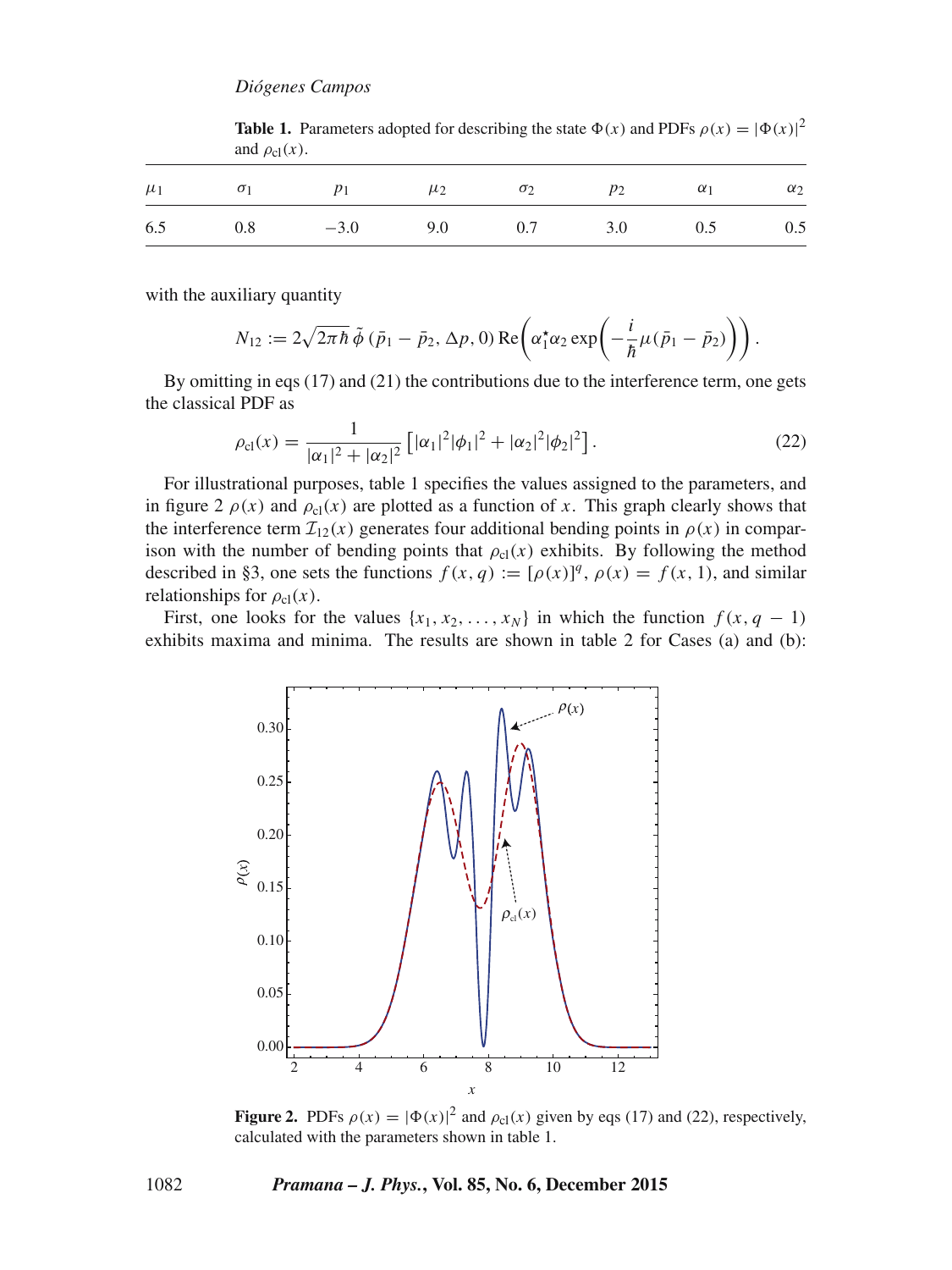**Table 1.** Parameters adopted for describing the state $\Phi(x)$ and PDFs $\rho(x) = |\Phi(x)|^2$ and $\rho_{\rm cl}(x)$.

| $\mu_1$ | $\sigma_1$ | $p_1$ | $\mu_2$ | $\sigma_2$ | $p_2$ | $\alpha_1$ | $\alpha_2$ |
|---|---|---|---|---|---|---|---|
| 6.5 | 0.8 | −3.0 | 9.0 | 0.7 | 3.0 | 0.5 | 0.5 |

with the auxiliary quantity

$$N_{12} := 2\sqrt{2\pi\hbar}\,\tilde{\phi}\,(\bar{p}_1 - \bar{p}_2, \Delta p, 0)\,\mathrm{Re}\left(\alpha_1^{\star}\alpha_2 \exp\left(-\frac{i}{\hbar}\mu(\bar{p}_1 - \bar{p}_2)\right)\right).$$

By omitting in eqs (17) and (21) the contributions due to the interference term, one gets the classical PDF as

$$\rho_{\rm cl}(x) = \frac{1}{|\alpha_1|^2 + |\alpha_2|^2}\left[|\alpha_1|^2|\phi_1|^2 + |\alpha_2|^2|\phi_2|^2\right]. \tag{22}$$

For illustrational purposes, table 1 specifies the values assigned to the parameters, and in figure 2 $\rho(x)$ and $\rho_{\rm cl}(x)$ are plotted as a function of $x$. This graph clearly shows that the interference term $\mathcal{I}_{12}(x)$ generates four additional bending points in $\rho(x)$ in comparison with the number of bending points that $\rho_{\rm cl}(x)$ exhibits. By following the method described in §3, one sets the functions $f(x, q) := [\rho(x)]^q$, $\rho(x) = f(x, 1)$, and similar relationships for $\rho_{\rm cl}(x)$.

First, one looks for the values $\{x_1, x_2, \ldots, x_N\}$ in which the function $f(x, q-1)$ exhibits maxima and minima. The results are shown in table 2 for Cases (a) and (b):

**Figure 2.** PDFs $\rho(x) = |\Phi(x)|^2$ and $\rho_{\rm cl}(x)$ given by eqs (17) and (22), respectively, calculated with the parameters shown in table 1.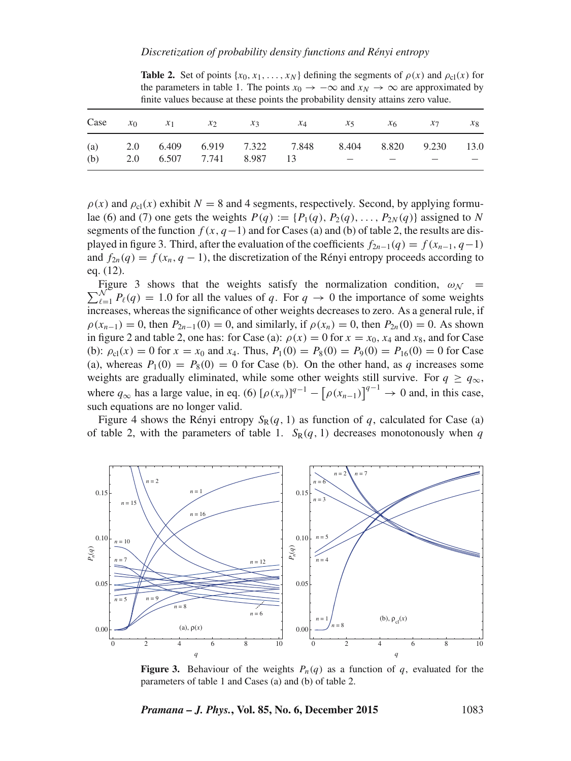**Table 2.** Set of points $\{x_0, x_1, \ldots, x_N\}$ defining the segments of $\rho(x)$ and $\rho_{cl}(x)$ for the parameters in table 1. The points $x_0 \to -\infty$ and $x_N \to \infty$ are approximated by finite values because at these points the probability density attains zero value.

| Case | $x_0$ | $x_1$ | $x_2$ | $x_3$ | $x_4$ | $x_5$ | $x_6$ | $x_7$ | $x_8$ |
|---|---|---|---|---|---|---|---|---|---|
| (a) | 2.0 | 6.409 | 6.919 | 7.322 | 7.848 | 8.404 | 8.820 | 9.230 | 13.0 |
| (b) | 2.0 | 6.507 | 7.741 | 8.987 | 13 | – | – | – | – |

$\rho(x)$ and $\rho_{cl}(x)$ exhibit $N = 8$ and 4 segments, respectively. Second, by applying formulae (6) and (7) one gets the weights $P(q) := \{P_1(q), P_2(q), \ldots, P_{2N}(q)\}$ assigned to $N$ segments of the function $f(x, q-1)$ and for Cases (a) and (b) of table 2, the results are displayed in figure 3. Third, after the evaluation of the coefficients $f_{2n-1}(q) = f(x_{n-1}, q-1)$ and $f_{2n}(q) = f(x_n, q-1)$, the discretization of the Rényi entropy proceeds according to eq. (12).

Figure 3 shows that the weights satisfy the normalization condition, $\omega_{\mathcal{N}} = \sum_{\ell=1}^{\mathcal{N}} P_\ell(q) = 1.0$ for all the values of $q$. For $q \to 0$ the importance of some weights increases, whereas the significance of other weights decreases to zero. As a general rule, if $\rho(x_{n-1}) = 0$, then $P_{2n-1}(0) = 0$, and similarly, if $\rho(x_n) = 0$, then $P_{2n}(0) = 0$. As shown in figure 2 and table 2, one has: for Case (a): $\rho(x) = 0$ for $x = x_0$, $x_4$ and $x_8$, and for Case (b): $\rho_{cl}(x) = 0$ for $x = x_0$ and $x_4$. Thus, $P_1(0) = P_8(0) = P_9(0) = P_{16}(0) = 0$ for Case (a), whereas $P_1(0) = P_8(0) = 0$ for Case (b). On the other hand, as $q$ increases some weights are gradually eliminated, while some other weights still survive. For $q \geq q_\infty$, where $q_\infty$ has a large value, in eq. (6) $[\rho(x_n)]^{q-1} - [\rho(x_{n-1})]^{q-1} \to 0$ and, in this case, such equations are no longer valid.

Figure 4 shows the Rényi entropy $S_R(q, 1)$ as function of $q$, calculated for Case (a) of table 2, with the parameters of table 1. $S_R(q, 1)$ decreases monotonously when $q$

**Figure 3.** Behaviour of the weights $P_n(q)$ as a function of $q$, evaluated for the parameters of table 1 and Cases (a) and (b) of table 2.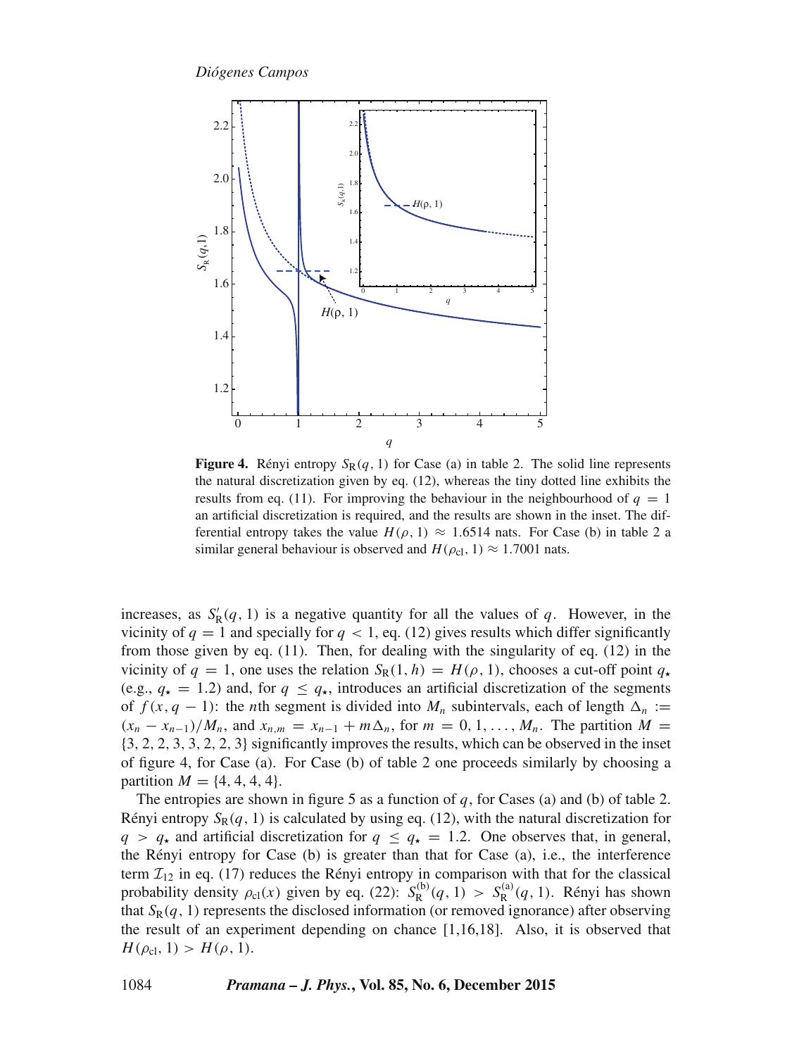**Figure 4.** Rényi entropy $S_R(q, 1)$ for Case (a) in table 2. The solid line represents the natural discretization given by eq. (12), whereas the tiny dotted line exhibits the results from eq. (11). For improving the behaviour in the neighbourhood of $q = 1$ an artificial discretization is required, and the results are shown in the inset. The differential entropy takes the value $H(\rho, 1) \approx 1.6514$ nats. For Case (b) in table 2 a similar general behaviour is observed and $H(\rho_{cl}, 1) \approx 1.7001$ nats.

increases, as $S'_R(q, 1)$ is a negative quantity for all the values of $q$. However, in the vicinity of $q = 1$ and specially for $q < 1$, eq. (12) gives results which differ significantly from those given by eq. (11). Then, for dealing with the singularity of eq. (12) in the vicinity of $q = 1$, one uses the relation $S_R(1, h) = H(\rho, 1)$, chooses a cut-off point $q_\star$ (e.g., $q_\star = 1.2$) and, for $q \leq q_\star$, introduces an artificial discretization of the segments of $f(x, q - 1)$: the $n$th segment is divided into $M_n$ subintervals, each of length $\Delta_n := (x_n - x_{n-1})/M_n$, and $x_{n,m} = x_{n-1} + m\Delta_n$, for $m = 0, 1, \ldots, M_n$. The partition $M = \{3, 2, 2, 3, 3, 2, 2, 3\}$ significantly improves the results, which can be observed in the inset of figure 4, for Case (a). For Case (b) of table 2 one proceeds similarly by choosing a partition $M = \{4, 4, 4, 4\}$.

The entropies are shown in figure 5 as a function of $q$, for Cases (a) and (b) of table 2. Rényi entropy $S_R(q, 1)$ is calculated by using eq. (12), with the natural discretization for $q > q_\star$ and artificial discretization for $q \leq q_\star = 1.2$. One observes that, in general, the Rényi entropy for Case (b) is greater than that for Case (a), i.e., the interference term $\mathcal{I}_{12}$ in eq. (17) reduces the Rényi entropy in comparison with that for the classical probability density $\rho_{cl}(x)$ given by eq. (22): $S_R^{(b)}(q, 1) > S_R^{(a)}(q, 1)$. Rényi has shown that $S_R(q, 1)$ represents the disclosed information (or removed ignorance) after observing the result of an experiment depending on chance [1,16,18]. Also, it is observed that $H(\rho_{cl}, 1) > H(\rho, 1)$.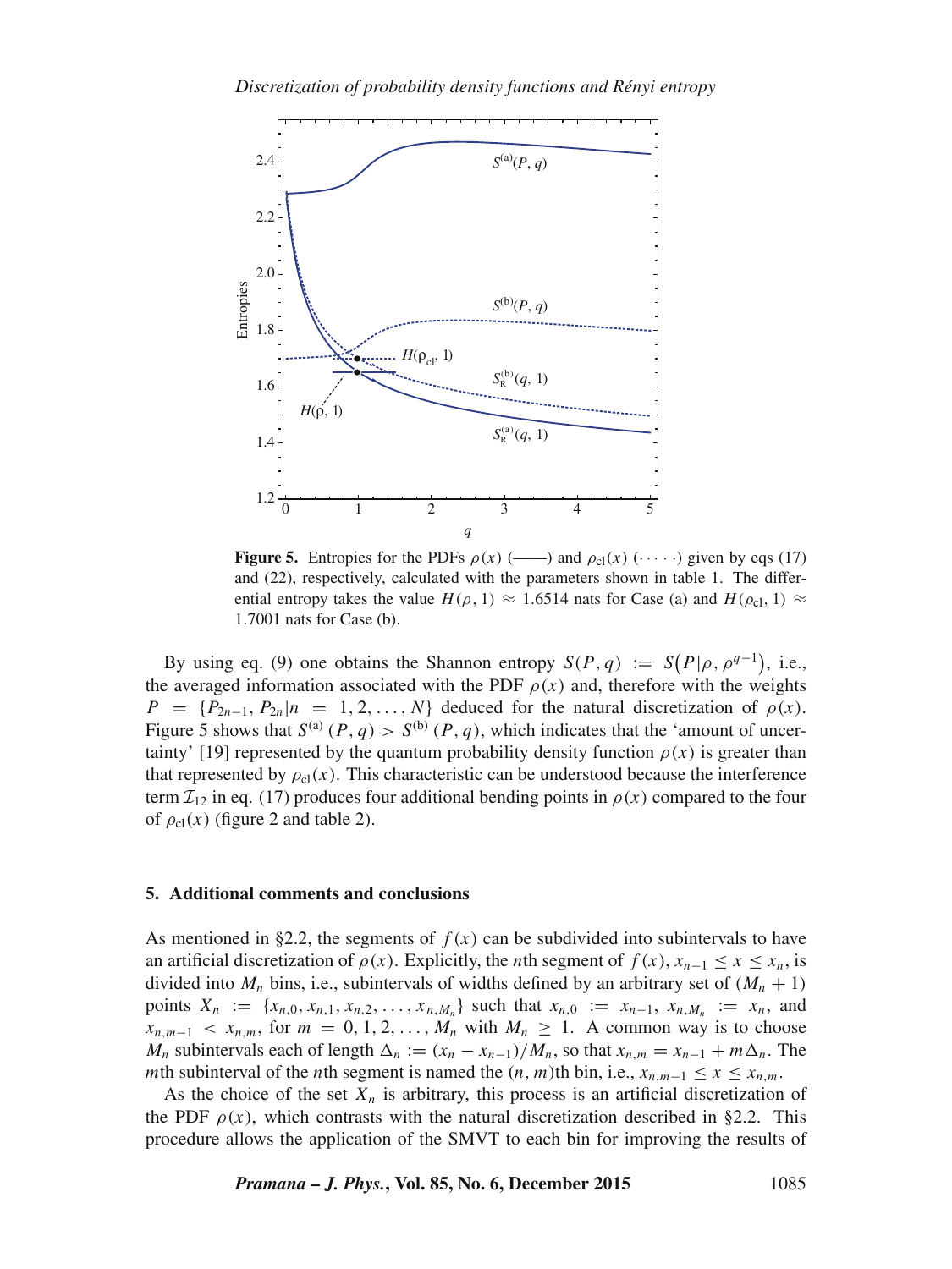**Figure 5.** Entropies for the PDFs $\rho(x)$ (——) and $\rho_{\rm cl}(x)$ $(\cdots\cdots)$ given by eqs (17) and (22), respectively, calculated with the parameters shown in table 1. The differential entropy takes the value $H(\rho, 1) \approx 1.6514$ nats for Case (a) and $H(\rho_{\rm cl}, 1) \approx 1.7001$ nats for Case (b).

By using eq. (9) one obtains the Shannon entropy $S(P, q) := S\big(P|\rho, \rho^{q-1}\big)$, i.e., the averaged information associated with the PDF $\rho(x)$ and, therefore with the weights $P = \{P_{2n-1}, P_{2n}|n = 1, 2, \ldots, N\}$ deduced for the natural discretization of $\rho(x)$. Figure 5 shows that $S^{(a)}(P, q) > S^{(b)}(P, q)$, which indicates that the 'amount of uncertainty' [19] represented by the quantum probability density function $\rho(x)$ is greater than that represented by $\rho_{\rm cl}(x)$. This characteristic can be understood because the interference term $\mathcal{I}_{12}$ in eq. (17) produces four additional bending points in $\rho(x)$ compared to the four of $\rho_{\rm cl}(x)$ (figure 2 and table 2).

## 5. Additional comments and conclusions

As mentioned in §2.2, the segments of $f(x)$ can be subdivided into subintervals to have an artificial discretization of $\rho(x)$. Explicitly, the $n$th segment of $f(x)$, $x_{n-1} \le x \le x_n$, is divided into $M_n$ bins, i.e., subintervals of widths defined by an arbitrary set of $(M_n + 1)$ points $X_n := \{x_{n,0}, x_{n,1}, x_{n,2}, \ldots, x_{n,M_n}\}$ such that $x_{n,0} := x_{n-1}$, $x_{n,M_n} := x_n$, and $x_{n,m-1} < x_{n,m}$, for $m = 0, 1, 2, \ldots, M_n$ with $M_n \ge 1$. A common way is to choose $M_n$ subintervals each of length $\Delta_n := (x_n - x_{n-1})/M_n$, so that $x_{n,m} = x_{n-1} + m\Delta_n$. The $m$th subinterval of the $n$th segment is named the $(n, m)$th bin, i.e., $x_{n,m-1} \le x \le x_{n,m}$.

As the choice of the set $X_n$ is arbitrary, this process is an artificial discretization of the PDF $\rho(x)$, which contrasts with the natural discretization described in §2.2. This procedure allows the application of the SMVT to each bin for improving the results of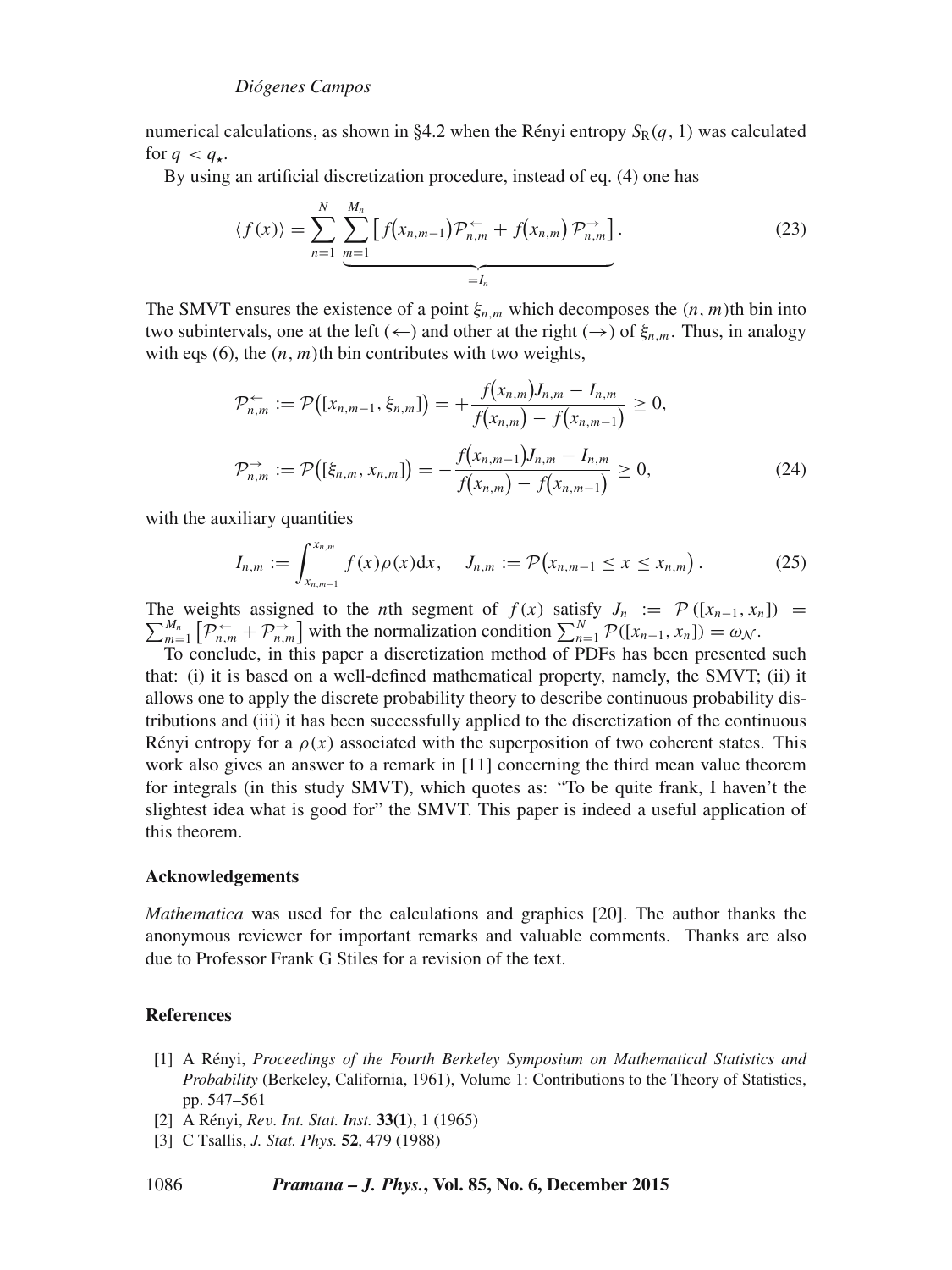numerical calculations, as shown in §4.2 when the Rényi entropy $S_R(q, 1)$ was calculated for $q < q_\star$.

By using an artificial discretization procedure, instead of eq. (4) one has

$$\langle f(x) \rangle = \sum_{n=1}^{N} \underbrace{\sum_{m=1}^{M_n} \left[ f(x_{n,m-1}) \mathcal{P}^{\leftarrow}_{n,m} + f(x_{n,m}) \mathcal{P}^{\rightarrow}_{n,m} \right]}_{=I_n}. \tag{23}$$

The SMVT ensures the existence of a point $\xi_{n,m}$ which decomposes the $(n, m)$th bin into two subintervals, one at the left ($\leftarrow$) and other at the right ($\rightarrow$) of $\xi_{n,m}$. Thus, in analogy with eqs (6), the $(n, m)$th bin contributes with two weights,

$$\mathcal{P}^{\leftarrow}_{n,m} := \mathcal{P}([x_{n,m-1}, \xi_{n,m}]) = + \frac{f(x_{n,m}) J_{n,m} - I_{n,m}}{f(x_{n,m}) - f(x_{n,m-1})} \geq 0,$$

$$\mathcal{P}^{\rightarrow}_{n,m} := \mathcal{P}([\xi_{n,m}, x_{n,m}]) = - \frac{f(x_{n,m-1}) J_{n,m} - I_{n,m}}{f(x_{n,m}) - f(x_{n,m-1})} \geq 0, \tag{24}$$

with the auxiliary quantities

$$I_{n,m} := \int_{x_{n,m-1}}^{x_{n,m}} f(x) \rho(x) \mathrm{d}x, \quad J_{n,m} := \mathcal{P}(x_{n,m-1} \leq x \leq x_{n,m}). \tag{25}$$

The weights assigned to the $n$th segment of $f(x)$ satisfy $J_n := \mathcal{P}([x_{n-1}, x_n]) = \sum_{m=1}^{M_n} [\mathcal{P}^{\leftarrow}_{n,m} + \mathcal{P}^{\rightarrow}_{n,m}]$ with the normalization condition $\sum_{n=1}^{N} \mathcal{P}([x_{n-1}, x_n]) = \omega_{\mathcal{N}}$.

To conclude, in this paper a discretization method of PDFs has been presented such that: (i) it is based on a well-defined mathematical property, namely, the SMVT; (ii) it allows one to apply the discrete probability theory to describe continuous probability distributions and (iii) it has been successfully applied to the discretization of the continuous Rényi entropy for a $\rho(x)$ associated with the superposition of two coherent states. This work also gives an answer to a remark in [11] concerning the third mean value theorem for integrals (in this study SMVT), which quotes as: "To be quite frank, I haven't the slightest idea what is good for" the SMVT. This paper is indeed a useful application of this theorem.

## Acknowledgements

*Mathematica* was used for the calculations and graphics [20]. The author thanks the anonymous reviewer for important remarks and valuable comments. Thanks are also due to Professor Frank G Stiles for a revision of the text.

## References

[1] A Rényi, *Proceedings of the Fourth Berkeley Symposium on Mathematical Statistics and Probability* (Berkeley, California, 1961), Volume 1: Contributions to the Theory of Statistics, pp. 547–561

[2] A Rényi, *Rev. Int. Stat. Inst.* **33(1)**, 1 (1965)

[3] C Tsallis, *J. Stat. Phys.* **52**, 479 (1988)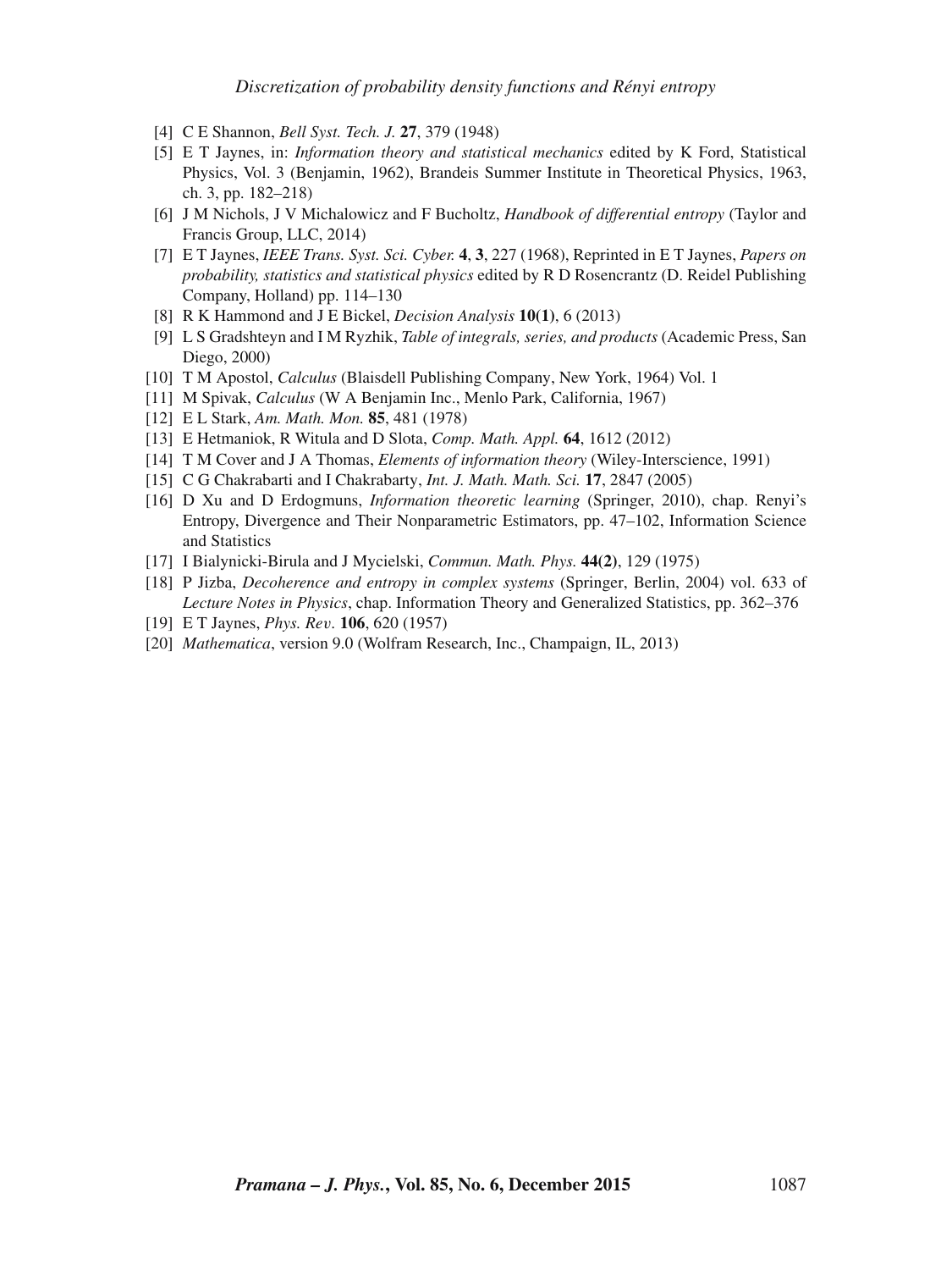[4] C E Shannon, *Bell Syst. Tech. J.* **27**, 379 (1948)

[5] E T Jaynes, in: *Information theory and statistical mechanics* edited by K Ford, Statistical Physics, Vol. 3 (Benjamin, 1962), Brandeis Summer Institute in Theoretical Physics, 1963, ch. 3, pp. 182–218)

[6] J M Nichols, J V Michalowicz and F Bucholtz, *Handbook of differential entropy* (Taylor and Francis Group, LLC, 2014)

[7] E T Jaynes, *IEEE Trans. Syst. Sci. Cyber.* **4**, **3**, 227 (1968), Reprinted in E T Jaynes, *Papers on probability, statistics and statistical physics* edited by R D Rosencrantz (D. Reidel Publishing Company, Holland) pp. 114–130

[8] R K Hammond and J E Bickel, *Decision Analysis* **10(1)**, 6 (2013)

[9] L S Gradshteyn and I M Ryzhik, *Table of integrals, series, and products* (Academic Press, San Diego, 2000)

[10] T M Apostol, *Calculus* (Blaisdell Publishing Company, New York, 1964) Vol. 1

[11] M Spivak, *Calculus* (W A Benjamin Inc., Menlo Park, California, 1967)

[12] E L Stark, *Am. Math. Mon.* **85**, 481 (1978)

[13] E Hetmaniok, R Witula and D Slota, *Comp. Math. Appl.* **64**, 1612 (2012)

[14] T M Cover and J A Thomas, *Elements of information theory* (Wiley-Interscience, 1991)

[15] C G Chakrabarti and I Chakrabarty, *Int. J. Math. Math. Sci.* **17**, 2847 (2005)

[16] D Xu and D Erdogmuns, *Information theoretic learning* (Springer, 2010), chap. Renyi's Entropy, Divergence and Their Nonparametric Estimators, pp. 47–102, Information Science and Statistics

[17] I Bialynicki-Birula and J Mycielski, *Commun. Math. Phys.* **44(2)**, 129 (1975)

[18] P Jizba, *Decoherence and entropy in complex systems* (Springer, Berlin, 2004) vol. 633 of *Lecture Notes in Physics*, chap. Information Theory and Generalized Statistics, pp. 362–376

[19] E T Jaynes, *Phys. Rev*. **106**, 620 (1957)

[20] *Mathematica*, version 9.0 (Wolfram Research, Inc., Champaign, IL, 2013)